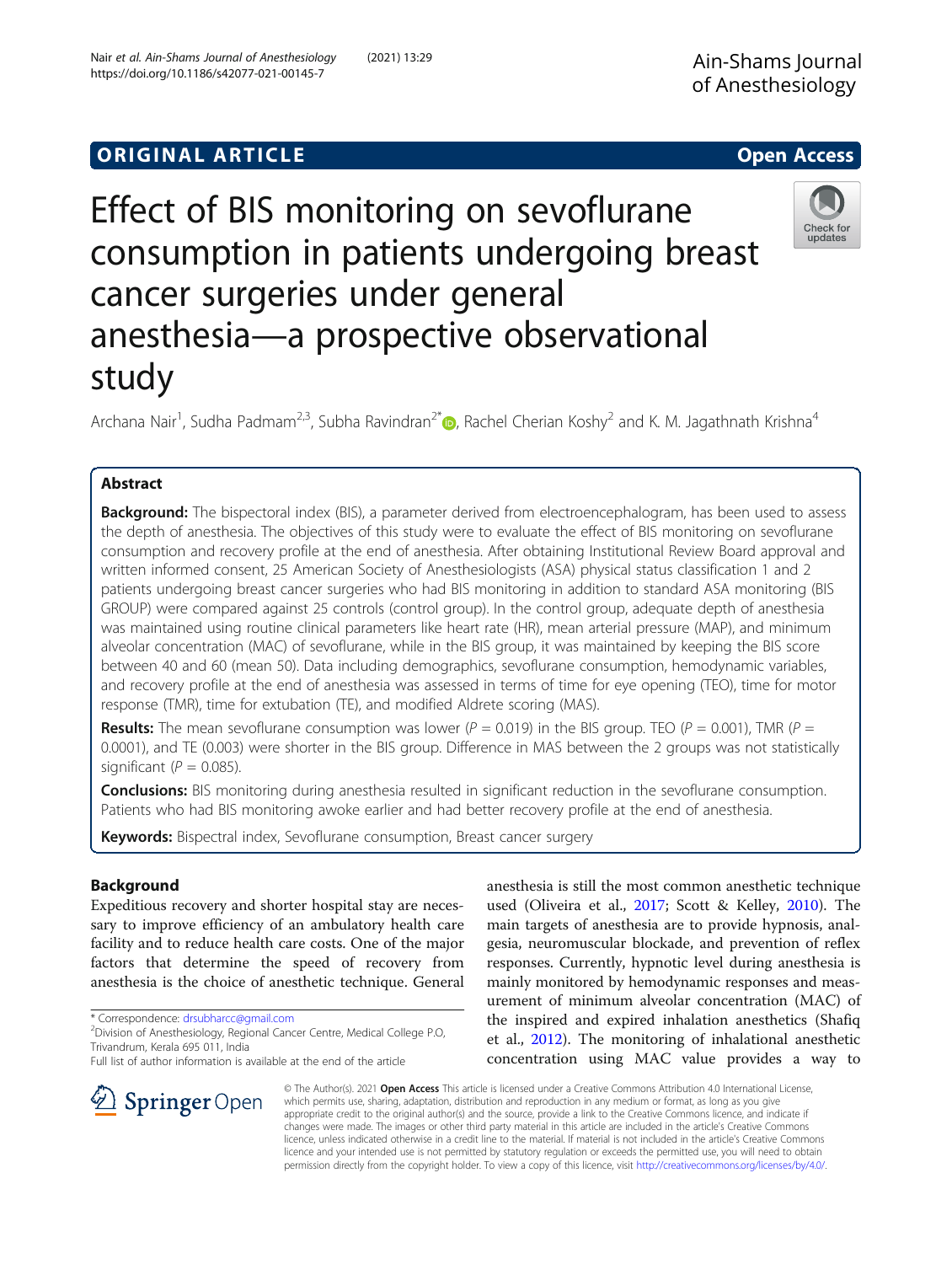**ORIGINAL ARTICLE** **Open Access**

# Effect of BIS monitoring on sevoflurane consumption in patients undergoing breast cancer surgeries under general anesthesia—a prospective observational study

Archana Nair[1], Sudha Padmam[2,3], Subha Ravindran[2*], Rachel Cherian Koshy[2] and K. M. Jagathnath Krishna[4]

## Abstract

**Background:** The bispectoral index (BIS), a parameter derived from electroencephalogram, has been used to assess the depth of anesthesia. The objectives of this study were to evaluate the effect of BIS monitoring on sevoflurane consumption and recovery profile at the end of anesthesia. After obtaining Institutional Review Board approval and written informed consent, 25 American Society of Anesthesiologists (ASA) physical status classification 1 and 2 patients undergoing breast cancer surgeries who had BIS monitoring in addition to standard ASA monitoring (BIS GROUP) were compared against 25 controls (control group). In the control group, adequate depth of anesthesia was maintained using routine clinical parameters like heart rate (HR), mean arterial pressure (MAP), and minimum alveolar concentration (MAC) of sevoflurane, while in the BIS group, it was maintained by keeping the BIS score between 40 and 60 (mean 50). Data including demographics, sevoflurane consumption, hemodynamic variables, and recovery profile at the end of anesthesia was assessed in terms of time for eye opening (TEO), time for motor response (TMR), time for extubation (TE), and modified Aldrete scoring (MAS).

**Results:** The mean sevoflurane consumption was lower ($P = 0.019$) in the BIS group. TEO ($P = 0.001$), TMR ($P = 0.0001$), and TE (0.003) were shorter in the BIS group. Difference in MAS between the 2 groups was not statistically significant ($P = 0.085$).

**Conclusions:** BIS monitoring during anesthesia resulted in significant reduction in the sevoflurane consumption. Patients who had BIS monitoring awoke earlier and had better recovery profile at the end of anesthesia.

**Keywords:** Bispectral index, Sevoflurane consumption, Breast cancer surgery

## Background

Expeditious recovery and shorter hospital stay are necessary to improve efficiency of an ambulatory health care facility and to reduce health care costs. One of the major factors that determine the speed of recovery from anesthesia is the choice of anesthetic technique. General anesthesia is still the most common anesthetic technique used (Oliveira et al., 2017; Scott & Kelley, 2010). The main targets of anesthesia are to provide hypnosis, analgesia, neuromuscular blockade, and prevention of reflex responses. Currently, hypnotic level during anesthesia is mainly monitored by hemodynamic responses and measurement of minimum alveolar concentration (MAC) of the inspired and expired inhalation anesthetics (Shafiq et al., 2012). The monitoring of inhalational anesthetic concentration using MAC value provides a way to

\* Correspondence: drsubharcc@gmail.com
[2]Division of Anesthesiology, Regional Cancer Centre, Medical College P.O, Trivandrum, Kerala 695 011, India
Full list of author information is available at the end of the article

© The Author(s). 2021 **Open Access** This article is licensed under a Creative Commons Attribution 4.0 International License, which permits use, sharing, adaptation, distribution and reproduction in any medium or format, as long as you give appropriate credit to the original author(s) and the source, provide a link to the Creative Commons licence, and indicate if changes were made. The images or other third party material in this article are included in the article's Creative Commons licence, unless indicated otherwise in a credit line to the material. If material is not included in the article's Creative Commons licence and your intended use is not permitted by statutory regulation or exceeds the permitted use, you will need to obtain permission directly from the copyright holder. To view a copy of this licence, visit http://creativecommons.org/licenses/by/4.0/.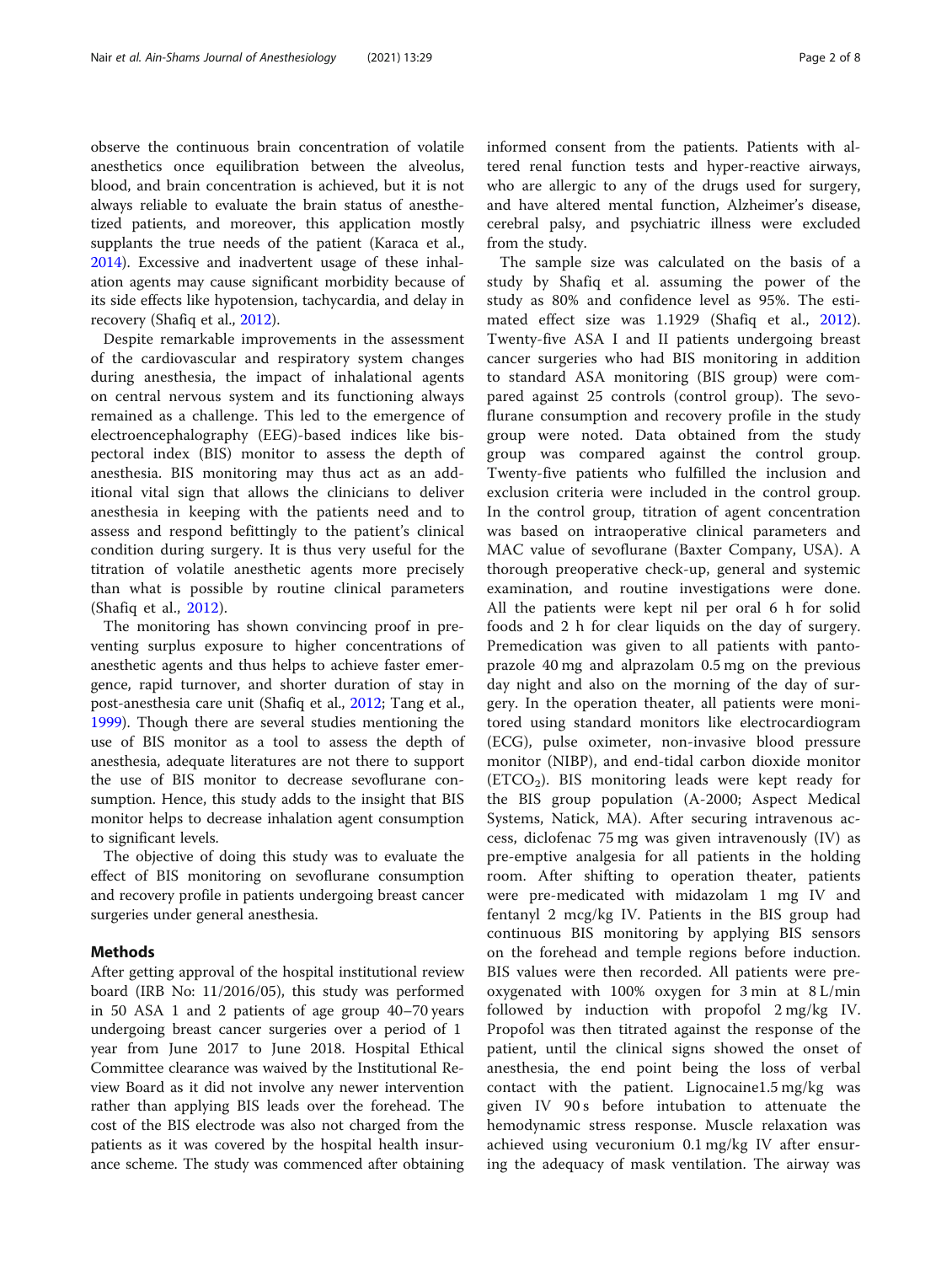observe the continuous brain concentration of volatile anesthetics once equilibration between the alveolus, blood, and brain concentration is achieved, but it is not always reliable to evaluate the brain status of anesthetized patients, and moreover, this application mostly supplants the true needs of the patient (Karaca et al., 2014). Excessive and inadvertent usage of these inhalation agents may cause significant morbidity because of its side effects like hypotension, tachycardia, and delay in recovery (Shafiq et al., 2012).

Despite remarkable improvements in the assessment of the cardiovascular and respiratory system changes during anesthesia, the impact of inhalational agents on central nervous system and its functioning always remained as a challenge. This led to the emergence of electroencephalography (EEG)-based indices like bispectoral index (BIS) monitor to assess the depth of anesthesia. BIS monitoring may thus act as an additional vital sign that allows the clinicians to deliver anesthesia in keeping with the patients need and to assess and respond befittingly to the patient's clinical condition during surgery. It is thus very useful for the titration of volatile anesthetic agents more precisely than what is possible by routine clinical parameters (Shafiq et al., 2012).

The monitoring has shown convincing proof in preventing surplus exposure to higher concentrations of anesthetic agents and thus helps to achieve faster emergence, rapid turnover, and shorter duration of stay in post-anesthesia care unit (Shafiq et al., 2012; Tang et al., 1999). Though there are several studies mentioning the use of BIS monitor as a tool to assess the depth of anesthesia, adequate literatures are not there to support the use of BIS monitor to decrease sevoflurane consumption. Hence, this study adds to the insight that BIS monitor helps to decrease inhalation agent consumption to significant levels.

The objective of doing this study was to evaluate the effect of BIS monitoring on sevoflurane consumption and recovery profile in patients undergoing breast cancer surgeries under general anesthesia.

## Methods

After getting approval of the hospital institutional review board (IRB No: 11/2016/05), this study was performed in 50 ASA 1 and 2 patients of age group 40–70 years undergoing breast cancer surgeries over a period of 1 year from June 2017 to June 2018. Hospital Ethical Committee clearance was waived by the Institutional Review Board as it did not involve any newer intervention rather than applying BIS leads over the forehead. The cost of the BIS electrode was also not charged from the patients as it was covered by the hospital health insurance scheme. The study was commenced after obtaining informed consent from the patients. Patients with altered renal function tests and hyper-reactive airways, who are allergic to any of the drugs used for surgery, and have altered mental function, Alzheimer's disease, cerebral palsy, and psychiatric illness were excluded from the study.

The sample size was calculated on the basis of a study by Shafiq et al. assuming the power of the study as 80% and confidence level as 95%. The estimated effect size was 1.1929 (Shafiq et al., 2012). Twenty-five ASA I and II patients undergoing breast cancer surgeries who had BIS monitoring in addition to standard ASA monitoring (BIS group) were compared against 25 controls (control group). The sevoflurane consumption and recovery profile in the study group were noted. Data obtained from the study group was compared against the control group. Twenty-five patients who fulfilled the inclusion and exclusion criteria were included in the control group. In the control group, titration of agent concentration was based on intraoperative clinical parameters and MAC value of sevoflurane (Baxter Company, USA). A thorough preoperative check-up, general and systemic examination, and routine investigations were done. All the patients were kept nil per oral 6 h for solid foods and 2 h for clear liquids on the day of surgery. Premedication was given to all patients with pantoprazole 40 mg and alprazolam 0.5 mg on the previous day night and also on the morning of the day of surgery. In the operation theater, all patients were monitored using standard monitors like electrocardiogram (ECG), pulse oximeter, non-invasive blood pressure monitor (NIBP), and end-tidal carbon dioxide monitor ($ETCO_2$). BIS monitoring leads were kept ready for the BIS group population (A-2000; Aspect Medical Systems, Natick, MA). After securing intravenous access, diclofenac 75 mg was given intravenously (IV) as pre-emptive analgesia for all patients in the holding room. After shifting to operation theater, patients were pre-medicated with midazolam 1 mg IV and fentanyl 2 mcg/kg IV. Patients in the BIS group had continuous BIS monitoring by applying BIS sensors on the forehead and temple regions before induction. BIS values were then recorded. All patients were preoxygenated with 100% oxygen for 3 min at 8 L/min followed by induction with propofol 2 mg/kg IV. Propofol was then titrated against the response of the patient, until the clinical signs showed the onset of anesthesia, the end point being the loss of verbal contact with the patient. Lignocaine1.5 mg/kg was given IV 90 s before intubation to attenuate the hemodynamic stress response. Muscle relaxation was achieved using vecuronium 0.1 mg/kg IV after ensuring the adequacy of mask ventilation. The airway was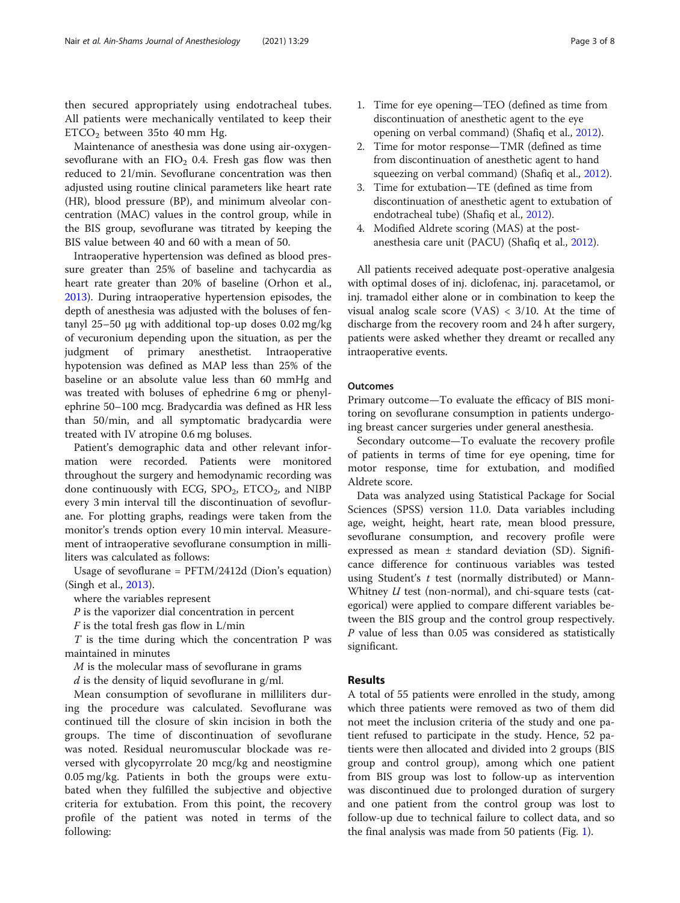then secured appropriately using endotracheal tubes. All patients were mechanically ventilated to keep their $ETCO_2$ between 35to 40 mm Hg.

Maintenance of anesthesia was done using air-oxygen-sevoflurane with an $FIO_2$ 0.4. Fresh gas flow was then reduced to 2 l/min. Sevoflurane concentration was then adjusted using routine clinical parameters like heart rate (HR), blood pressure (BP), and minimum alveolar concentration (MAC) values in the control group, while in the BIS group, sevoflurane was titrated by keeping the BIS value between 40 and 60 with a mean of 50.

Intraoperative hypertension was defined as blood pressure greater than 25% of baseline and tachycardia as heart rate greater than 20% of baseline (Orhon et al., 2013). During intraoperative hypertension episodes, the depth of anesthesia was adjusted with the boluses of fentanyl 25–50 μg with additional top-up doses 0.02 mg/kg of vecuronium depending upon the situation, as per the judgment of primary anesthetist. Intraoperative hypotension was defined as MAP less than 25% of the baseline or an absolute value less than 60 mmHg and was treated with boluses of ephedrine 6 mg or phenylephrine 50–100 mcg. Bradycardia was defined as HR less than 50/min, and all symptomatic bradycardia were treated with IV atropine 0.6 mg boluses.

Patient's demographic data and other relevant information were recorded. Patients were monitored throughout the surgery and hemodynamic recording was done continuously with ECG, $SPO_2$, $ETCO_2$, and NIBP every 3 min interval till the discontinuation of sevoflurane. For plotting graphs, readings were taken from the monitor's trends option every 10 min interval. Measurement of intraoperative sevoflurane consumption in milliliters was calculated as follows:

Usage of sevoflurane = PFTM/2412d (Dion's equation) (Singh et al., 2013).

where the variables represent

$P$ is the vaporizer dial concentration in percent

$F$ is the total fresh gas flow in L/min

$T$ is the time during which the concentration P was maintained in minutes

$M$ is the molecular mass of sevoflurane in grams

$d$ is the density of liquid sevoflurane in g/ml.

Mean consumption of sevoflurane in milliliters during the procedure was calculated. Sevoflurane was continued till the closure of skin incision in both the groups. The time of discontinuation of sevoflurane was noted. Residual neuromuscular blockade was reversed with glycopyrrolate 20 mcg/kg and neostigmine 0.05 mg/kg. Patients in both the groups were extubated when they fulfilled the subjective and objective criteria for extubation. From this point, the recovery profile of the patient was noted in terms of the following:

1. Time for eye opening—TEO (defined as time from discontinuation of anesthetic agent to the eye opening on verbal command) (Shafiq et al., 2012).
2. Time for motor response—TMR (defined as time from discontinuation of anesthetic agent to hand squeezing on verbal command) (Shafiq et al., 2012).
3. Time for extubation—TE (defined as time from discontinuation of anesthetic agent to extubation of endotracheal tube) (Shafiq et al., 2012).
4. Modified Aldrete scoring (MAS) at the post-anesthesia care unit (PACU) (Shafiq et al., 2012).

All patients received adequate post-operative analgesia with optimal doses of inj. diclofenac, inj. paracetamol, or inj. tramadol either alone or in combination to keep the visual analog scale score (VAS) < 3/10. At the time of discharge from the recovery room and 24 h after surgery, patients were asked whether they dreamt or recalled any intraoperative events.

### Outcomes

Primary outcome—To evaluate the efficacy of BIS monitoring on sevoflurane consumption in patients undergoing breast cancer surgeries under general anesthesia.

Secondary outcome—To evaluate the recovery profile of patients in terms of time for eye opening, time for motor response, time for extubation, and modified Aldrete score.

Data was analyzed using Statistical Package for Social Sciences (SPSS) version 11.0. Data variables including age, weight, height, heart rate, mean blood pressure, sevoflurane consumption, and recovery profile were expressed as mean ± standard deviation (SD). Significance difference for continuous variables was tested using Student's $t$ test (normally distributed) or Mann-Whitney $U$ test (non-normal), and chi-square tests (categorical) were applied to compare different variables between the BIS group and the control group respectively. $P$ value of less than 0.05 was considered as statistically significant.

## Results

A total of 55 patients were enrolled in the study, among which three patients were removed as two of them did not meet the inclusion criteria of the study and one patient refused to participate in the study. Hence, 52 patients were then allocated and divided into 2 groups (BIS group and control group), among which one patient from BIS group was lost to follow-up as intervention was discontinued due to prolonged duration of surgery and one patient from the control group was lost to follow-up due to technical failure to collect data, and so the final analysis was made from 50 patients (Fig. 1).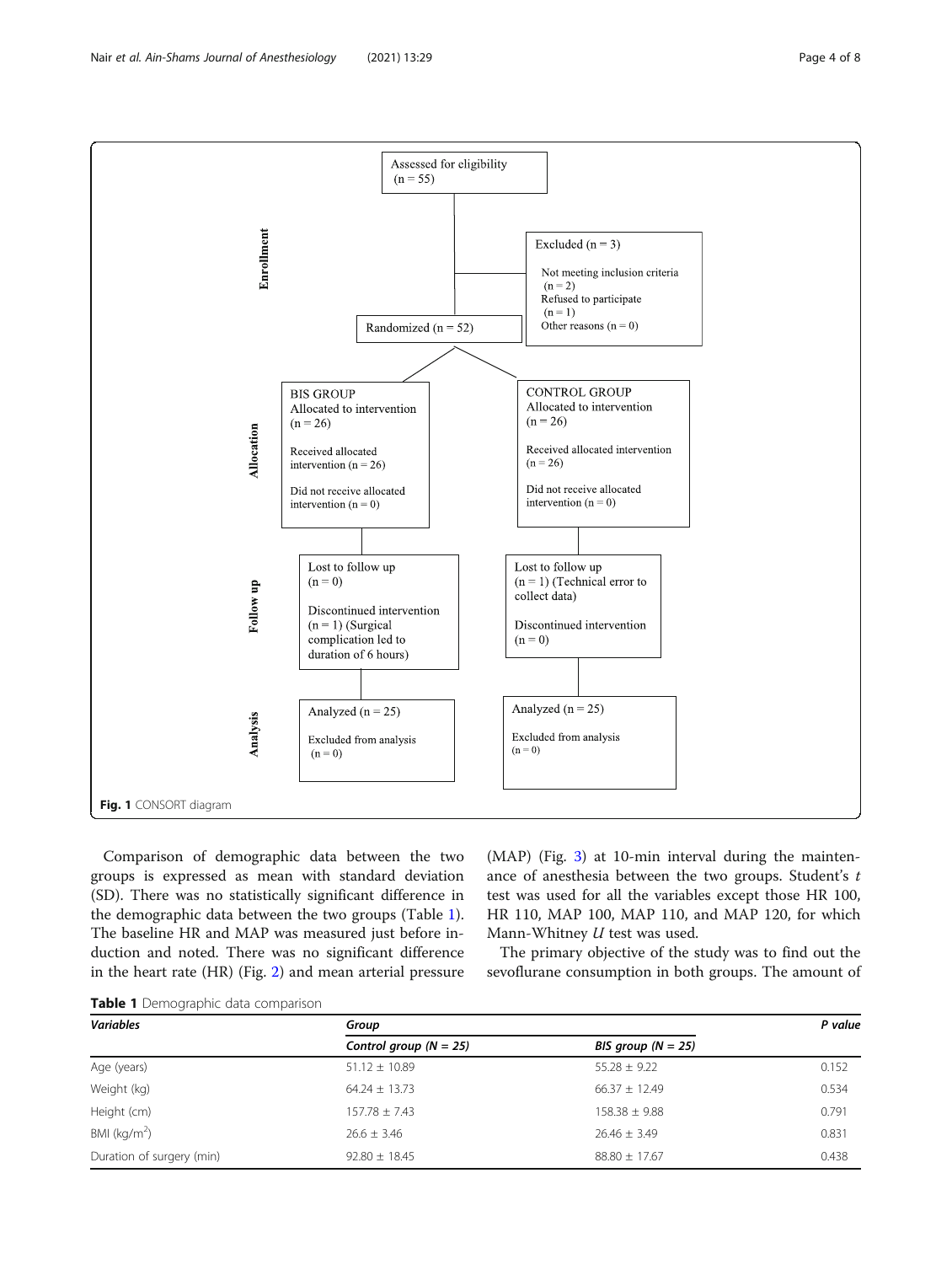**Enrollment**

Assessed for eligibility (n = 55)

Excluded (n = 3)
- Not meeting inclusion criteria (n = 2)
- Refused to participate (n = 1)
- Other reasons (n = 0)

Randomized (n = 52)

**Allocation**

BIS GROUP
Allocated to intervention (n = 26)
Received allocated intervention (n = 26)
Did not receive allocated intervention (n = 0)

CONTROL GROUP
Allocated to intervention (n = 26)
Received allocated intervention (n = 26)
Did not receive allocated intervention (n = 0)

**Follow up**

Lost to follow up (n = 0)
Discontinued intervention (n = 1) (Surgical complication led to duration of 6 hours)

Lost to follow up (n = 1) (Technical error to collect data)
Discontinued intervention (n = 0)

**Analysis**

Analyzed (n = 25)
Excluded from analysis (n = 0)

Analyzed (n = 25)
Excluded from analysis (n = 0)

**Fig. 1** CONSORT diagram

Comparison of demographic data between the two groups is expressed as mean with standard deviation (SD). There was no statistically significant difference in the demographic data between the two groups (Table 1). The baseline HR and MAP was measured just before induction and noted. There was no significant difference in the heart rate (HR) (Fig. 2) and mean arterial pressure (MAP) (Fig. 3) at 10-min interval during the maintenance of anesthesia between the two groups. Student's *t* test was used for all the variables except those HR 100, HR 110, MAP 100, MAP 110, and MAP 120, for which Mann-Whitney *U* test was used.

The primary objective of the study was to find out the sevoflurane consumption in both groups. The amount of

**Table 1** Demographic data comparison

| *Variables* | *Group* | | *P value* |
|---|---|---|---|
| | *Control group (N = 25)* | *BIS group (N = 25)* | |
| Age (years) | 51.12 ± 10.89 | 55.28 ± 9.22 | 0.152 |
| Weight (kg) | 64.24 ± 13.73 | 66.37 ± 12.49 | 0.534 |
| Height (cm) | 157.78 ± 7.43 | 158.38 ± 9.88 | 0.791 |
| BMI (kg/m$^2$) | 26.6 ± 3.46 | 26.46 ± 3.49 | 0.831 |
| Duration of surgery (min) | 92.80 ± 18.45 | 88.80 ± 17.67 | 0.438 |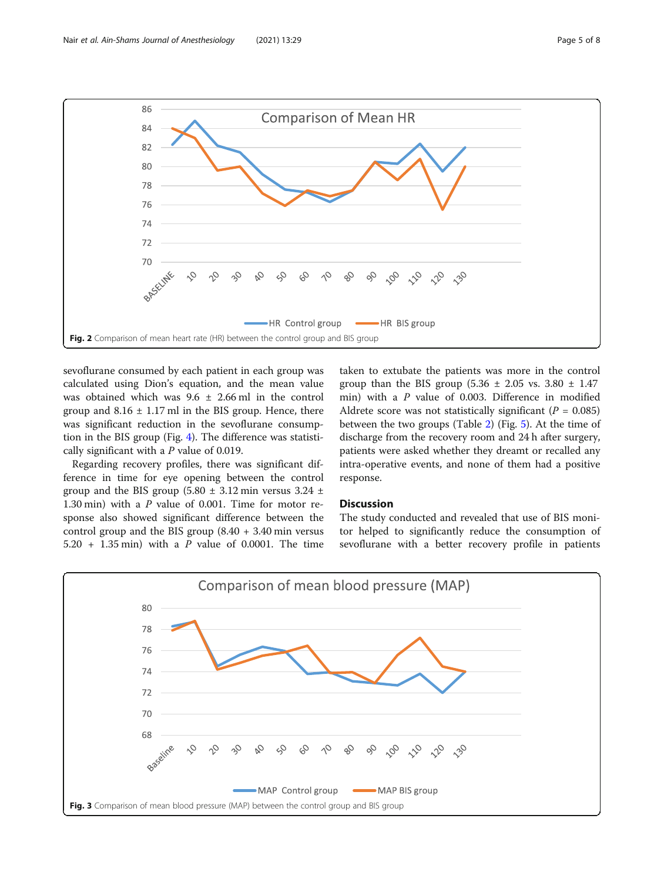Fig. 2 Comparison of mean heart rate (HR) between the control group and BIS group

sevoflurane consumed by each patient in each group was calculated using Dion's equation, and the mean value was obtained which was 9.6 ± 2.66 ml in the control group and 8.16 ± 1.17 ml in the BIS group. Hence, there was significant reduction in the sevoflurane consumption in the BIS group (Fig. 4). The difference was statistically significant with a *P* value of 0.019.

Regarding recovery profiles, there was significant difference in time for eye opening between the control group and the BIS group (5.80 ± 3.12 min versus 3.24 ± 1.30 min) with a *P* value of 0.001. Time for motor response also showed significant difference between the control group and the BIS group (8.40 + 3.40 min versus 5.20 + 1.35 min) with a *P* value of 0.0001. The time taken to extubate the patients was more in the control group than the BIS group (5.36 ± 2.05 vs. 3.80 ± 1.47 min) with a *P* value of 0.003. Difference in modified Aldrete score was not statistically significant ($P = 0.085$) between the two groups (Table 2) (Fig. 5). At the time of discharge from the recovery room and 24 h after surgery, patients were asked whether they dreamt or recalled any intra-operative events, and none of them had a positive response.

## Discussion

The study conducted and revealed that use of BIS monitor helped to significantly reduce the consumption of sevoflurane with a better recovery profile in patients

Fig. 3 Comparison of mean blood pressure (MAP) between the control group and BIS group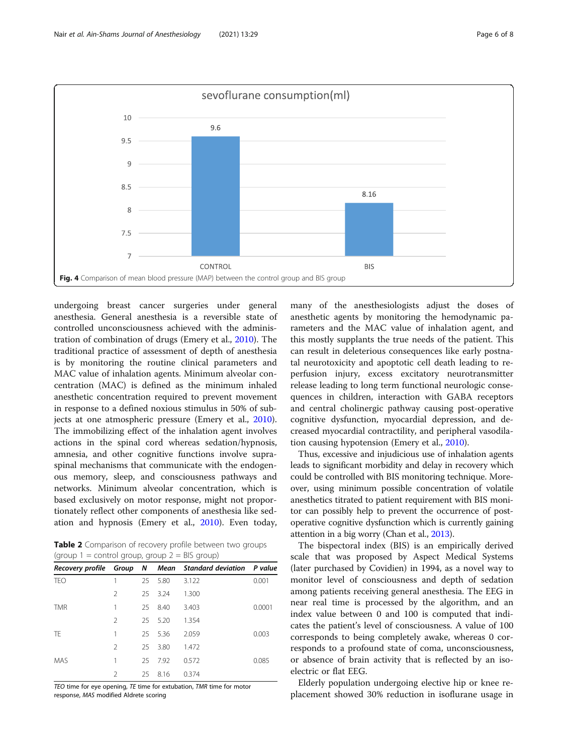sevoflurane consumption(ml)

| | CONTROL | BIS |
|---|---|---|
| sevoflurane consumption(ml) | 9.6 | 8.16 |

**Fig. 4** Comparison of mean blood pressure (MAP) between the control group and BIS group

undergoing breast cancer surgeries under general anesthesia. General anesthesia is a reversible state of controlled unconsciousness achieved with the administration of combination of drugs (Emery et al., 2010). The traditional practice of assessment of depth of anesthesia is by monitoring the routine clinical parameters and MAC value of inhalation agents. Minimum alveolar concentration (MAC) is defined as the minimum inhaled anesthetic concentration required to prevent movement in response to a defined noxious stimulus in 50% of subjects at one atmospheric pressure (Emery et al., 2010). The immobilizing effect of the inhalation agent involves actions in the spinal cord whereas sedation/hypnosis, amnesia, and other cognitive functions involve supraspinal mechanisms that communicate with the endogenous memory, sleep, and consciousness pathways and networks. Minimum alveolar concentration, which is based exclusively on motor response, might not proportionately reflect other components of anesthesia like sedation and hypnosis (Emery et al., 2010). Even today, many of the anesthesiologists adjust the doses of anesthetic agents by monitoring the hemodynamic parameters and the MAC value of inhalation agent, and this mostly supplants the true needs of the patient. This can result in deleterious consequences like early postnatal neurotoxicity and apoptotic cell death leading to reperfusion injury, excess excitatory neurotransmitter release leading to long term functional neurologic consequences in children, interaction with GABA receptors and central cholinergic pathway causing post-operative cognitive dysfunction, myocardial depression, and decreased myocardial contractility, and peripheral vasodilation causing hypotension (Emery et al., 2010).

**Table 2** Comparison of recovery profile between two groups (group 1 = control group, group 2 = BIS group)

| *Recovery profile* | *Group* | *N* | *Mean* | *Standard deviation* | *P value* |
|---|---|---|---|---|---|
| TEO | 1 | 25 | 5.80 | 3.122 | 0.001 |
| | 2 | 25 | 3.24 | 1.300 | |
| TMR | 1 | 25 | 8.40 | 3.403 | 0.0001 |
| | 2 | 25 | 5.20 | 1.354 | |
| TE | 1 | 25 | 5.36 | 2.059 | 0.003 |
| | 2 | 25 | 3.80 | 1.472 | |
| MAS | 1 | 25 | 7.92 | 0.572 | 0.085 |
| | 2 | 25 | 8.16 | 0.374 | |

*TEO* time for eye opening, *TE* time for extubation, *TMR* time for motor response, *MAS* modified Aldrete scoring

Thus, excessive and injudicious use of inhalation agents leads to significant morbidity and delay in recovery which could be controlled with BIS monitoring technique. Moreover, using minimum possible concentration of volatile anesthetics titrated to patient requirement with BIS monitor can possibly help to prevent the occurrence of post-operative cognitive dysfunction which is currently gaining attention in a big worry (Chan et al., 2013).

The bispectoral index (BIS) is an empirically derived scale that was proposed by Aspect Medical Systems (later purchased by Covidien) in 1994, as a novel way to monitor level of consciousness and depth of sedation among patients receiving general anesthesia. The EEG in near real time is processed by the algorithm, and an index value between 0 and 100 is computed that indicates the patient's level of consciousness. A value of 100 corresponds to being completely awake, whereas 0 corresponds to a profound state of coma, unconsciousness, or absence of brain activity that is reflected by an isoelectric or flat EEG.

Elderly population undergoing elective hip or knee replacement showed 30% reduction in isoflurane usage in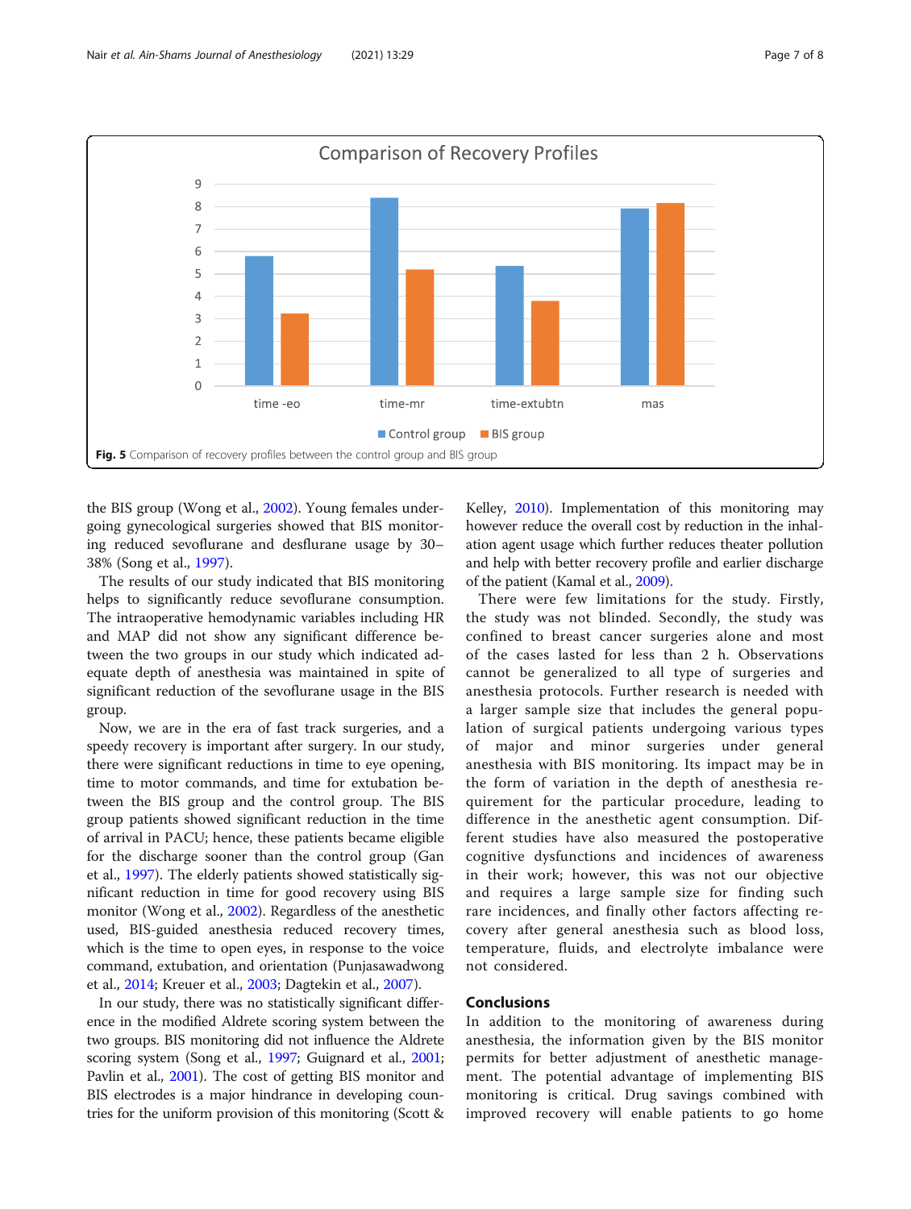Fig. 5 Comparison of recovery profiles between the control group and BIS group

the BIS group (Wong et al., 2002). Young females undergoing gynecological surgeries showed that BIS monitoring reduced sevoflurane and desflurane usage by 30–38% (Song et al., 1997).

The results of our study indicated that BIS monitoring helps to significantly reduce sevoflurane consumption. The intraoperative hemodynamic variables including HR and MAP did not show any significant difference between the two groups in our study which indicated adequate depth of anesthesia was maintained in spite of significant reduction of the sevoflurane usage in the BIS group.

Now, we are in the era of fast track surgeries, and a speedy recovery is important after surgery. In our study, there were significant reductions in time to eye opening, time to motor commands, and time for extubation between the BIS group and the control group. The BIS group patients showed significant reduction in the time of arrival in PACU; hence, these patients became eligible for the discharge sooner than the control group (Gan et al., 1997). The elderly patients showed statistically significant reduction in time for good recovery using BIS monitor (Wong et al., 2002). Regardless of the anesthetic used, BIS-guided anesthesia reduced recovery times, which is the time to open eyes, in response to the voice command, extubation, and orientation (Punjasawadwong et al., 2014; Kreuer et al., 2003; Dagtekin et al., 2007).

In our study, there was no statistically significant difference in the modified Aldrete scoring system between the two groups. BIS monitoring did not influence the Aldrete scoring system (Song et al., 1997; Guignard et al., 2001; Pavlin et al., 2001). The cost of getting BIS monitor and BIS electrodes is a major hindrance in developing countries for the uniform provision of this monitoring (Scott & Kelley, 2010). Implementation of this monitoring may however reduce the overall cost by reduction in the inhalation agent usage which further reduces theater pollution and help with better recovery profile and earlier discharge of the patient (Kamal et al., 2009).

There were few limitations for the study. Firstly, the study was not blinded. Secondly, the study was confined to breast cancer surgeries alone and most of the cases lasted for less than 2 h. Observations cannot be generalized to all type of surgeries and anesthesia protocols. Further research is needed with a larger sample size that includes the general population of surgical patients undergoing various types of major and minor surgeries under general anesthesia with BIS monitoring. Its impact may be in the form of variation in the depth of anesthesia requirement for the particular procedure, leading to difference in the anesthetic agent consumption. Different studies have also measured the postoperative cognitive dysfunctions and incidences of awareness in their work; however, this was not our objective and requires a large sample size for finding such rare incidences, and finally other factors affecting recovery after general anesthesia such as blood loss, temperature, fluids, and electrolyte imbalance were not considered.

## Conclusions

In addition to the monitoring of awareness during anesthesia, the information given by the BIS monitor permits for better adjustment of anesthetic management. The potential advantage of implementing BIS monitoring is critical. Drug savings combined with improved recovery will enable patients to go home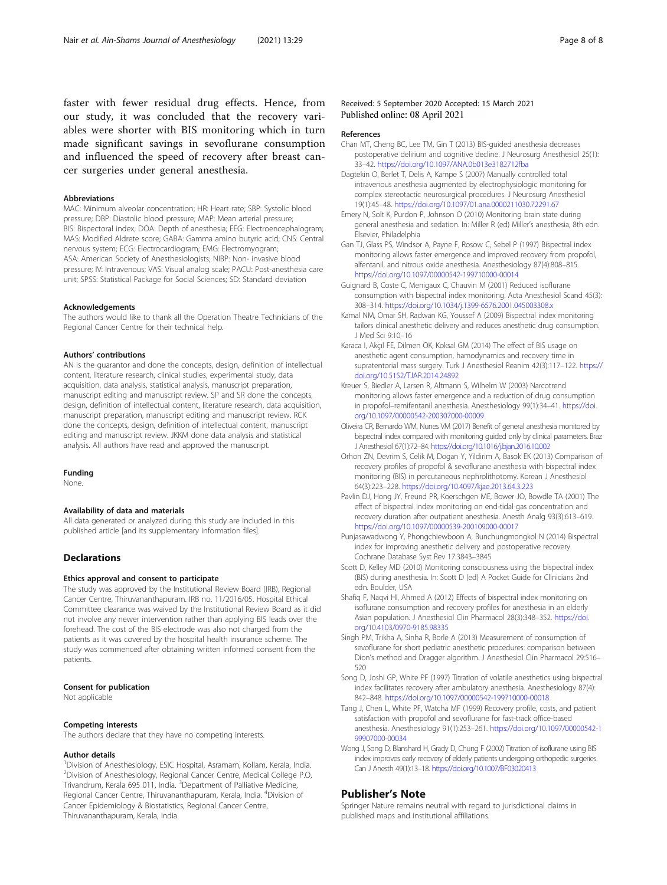faster with fewer residual drug effects. Hence, from our study, it was concluded that the recovery variables were shorter with BIS monitoring which in turn made significant savings in sevoflurane consumption and influenced the speed of recovery after breast cancer surgeries under general anesthesia.

#### Abbreviations

MAC: Minimum alveolar concentration; HR: Heart rate; SBP: Systolic blood pressure; DBP: Diastolic blood pressure; MAP: Mean arterial pressure; BIS: Bispectoral index; DOA: Depth of anesthesia; EEG: Electroencephalogram; MAS: Modified Aldrete score; GABA: Gamma amino butyric acid; CNS: Central nervous system; ECG: Electrocardiogram; EMG: Electromyogram; ASA: American Society of Anesthesiologists; NIBP: Non- invasive blood pressure; IV: Intravenous; VAS: Visual analog scale; PACU: Post-anesthesia care unit; SPSS: Statistical Package for Social Sciences; SD: Standard deviation

#### Acknowledgements

The authors would like to thank all the Operation Theatre Technicians of the Regional Cancer Centre for their technical help.

#### Authors' contributions

AN is the guarantor and done the concepts, design, definition of intellectual content, literature research, clinical studies, experimental study, data acquisition, data analysis, statistical analysis, manuscript preparation, manuscript editing and manuscript review. SP and SR done the concepts, design, definition of intellectual content, literature research, data acquisition, manuscript preparation, manuscript editing and manuscript review. RCK done the concepts, design, definition of intellectual content, manuscript editing and manuscript review. JKKM done data analysis and statistical analysis. All authors have read and approved the manuscript.

#### Funding

None.

#### Availability of data and materials

All data generated or analyzed during this study are included in this published article [and its supplementary information files].

## Declarations

#### Ethics approval and consent to participate

The study was approved by the Institutional Review Board (IRB), Regional Cancer Centre, Thiruvananthapuram. IRB no. 11/2016/05. Hospital Ethical Committee clearance was waived by the Institutional Review Board as it did not involve any newer intervention rather than applying BIS leads over the forehead. The cost of the BIS electrode was also not charged from the patients as it was covered by the hospital health insurance scheme. The study was commenced after obtaining written informed consent from the patients.

#### Consent for publication

Not applicable

#### Competing interests

The authors declare that they have no competing interests.

#### Author details

[1]Division of Anesthesiology, ESIC Hospital, Asramam, Kollam, Kerala, India. [2]Division of Anesthesiology, Regional Cancer Centre, Medical College P.O, Trivandrum, Kerala 695 011, India. [3]Department of Palliative Medicine, Regional Cancer Centre, Thiruvananthapuram, Kerala, India. [4]Division of Cancer Epidemiology & Biostatistics, Regional Cancer Centre, Thiruvananthapuram, Kerala, India.

Received: 5 September 2020 Accepted: 15 March 2021
Published online: 08 April 2021

#### References

Chan MT, Cheng BC, Lee TM, Gin T (2013) BIS-guided anesthesia decreases postoperative delirium and cognitive decline. J Neurosurg Anesthesiol 25(1): 33–42. https://doi.org/10.1097/ANA.0b013e3182712fba

Dagtekin O, Berlet T, Delis A, Kampe S (2007) Manually controlled total intravenous anesthesia augmented by electrophysiologic monitoring for complex stereotactic neurosurgical procedures. J Neurosurg Anesthesiol 19(1):45–48. https://doi.org/10.1097/01.ana.0000211030.72291.67

Emery N, Solt K, Purdon P, Johnson O (2010) Monitoring brain state during general anesthesia and sedation. In: Miller R (ed) Miller's anesthesia, 8th edn. Elsevier, Philadelphia

Gan TJ, Glass PS, Windsor A, Payne F, Rosow C, Sebel P (1997) Bispectral index monitoring allows faster emergence and improved recovery from propofol, alfentanil, and nitrous oxide anesthesia. Anesthesiology 87(4):808–815. https://doi.org/10.1097/00000542-199710000-00014

Guignard B, Coste C, Menigaux C, Chauvin M (2001) Reduced isoflurane consumption with bispectral index monitoring. Acta Anesthesiol Scand 45(3): 308–314. https://doi.org/10.1034/j.1399-6576.2001.045003308.x

Kamal NM, Omar SH, Radwan KG, Youssef A (2009) Bispectral index monitoring tailors clinical anesthetic delivery and reduces anesthetic drug consumption. J Med Sci 9:10–16

Karaca I, Akçıl FE, Dilmen OK, Koksal GM (2014) The effect of BIS usage on anesthetic agent consumption, hamodynamics and recovery time in supratentorial mass surgery. Turk J Anesthesiol Reanim 42(3):117–122. https://doi.org/10.5152/TJAR.2014.24892

Kreuer S, Biedler A, Larsen R, Altmann S, Wilhelm W (2003) Narcotrend monitoring allows faster emergence and a reduction of drug consumption in propofol–remifentanil anesthesia. Anesthesiology 99(1):34–41. https://doi.org/10.1097/00000542-200307000-00009

Oliveira CR, Bernardo WM, Nunes VM (2017) Benefit of general anesthesia monitored by bispectral index compared with monitoring guided only by clinical parameters. Braz J Anesthesiol 67(1):72–84. https://doi.org/10.1016/j.bjan.2016.10.002

Orhon ZN, Devrim S, Celik M, Dogan Y, Yildirim A, Basok EK (2013) Comparison of recovery profiles of propofol & sevoflurane anesthesia with bispectral index monitoring (BIS) in percutaneous nephrolithotomy. Korean J Anesthesiol 64(3):223–228. https://doi.org/10.4097/kjae.2013.64.3.223

Pavlin DJ, Hong JY, Freund PR, Koerschgen ME, Bower JO, Bowdle TA (2001) The effect of bispectral index monitoring on end-tidal gas concentration and recovery duration after outpatient anesthesia. Anesth Analg 93(3):613–619. https://doi.org/10.1097/00000539-200109000-00017

Punjasawadwong Y, Phongchiewboon A, Bunchungmongkol N (2014) Bispectral index for improving anesthetic delivery and postoperative recovery. Cochrane Database Syst Rev 17:3843–3845

Scott D, Kelley MD (2010) Monitoring consciousness using the bispectral index (BIS) during anesthesia. In: Scott D (ed) A Pocket Guide for Clinicians 2nd edn. Boulder, USA

Shafiq F, Naqvi HI, Ahmed A (2012) Effects of bispectral index monitoring on isoflurane consumption and recovery profiles for anesthesia in an elderly Asian population. J Anesthesiol Clin Pharmacol 28(3):348–352. https://doi.org/10.4103/0970-9185.98335

Singh PM, Trikha A, Sinha R, Borle A (2013) Measurement of consumption of sevoflurane for short pediatric anesthetic procedures: comparison between Dion's method and Dragger algorithm. J Anesthesiol Clin Pharmacol 29:516–520

Song D, Joshi GP, White PF (1997) Titration of volatile anesthetics using bispectral index facilitates recovery after ambulatory anesthesia. Anesthesiology 87(4): 842–848. https://doi.org/10.1097/00000542-199710000-00018

Tang J, Chen L, White PF, Watcha MF (1999) Recovery profile, costs, and patient satisfaction with propofol and sevoflurane for fast-track office-based anesthesia. Anesthesiology 91(1):253–261. https://doi.org/10.1097/00000542-199907000-00034

Wong J, Song D, Blanshard H, Grady D, Chung F (2002) Titration of isoflurane using BIS index improves early recovery of elderly patients undergoing orthopedic surgeries. Can J Anesth 49(1):13–18. https://doi.org/10.1007/BF03020413

## Publisher's Note

Springer Nature remains neutral with regard to jurisdictional claims in published maps and institutional affiliations.